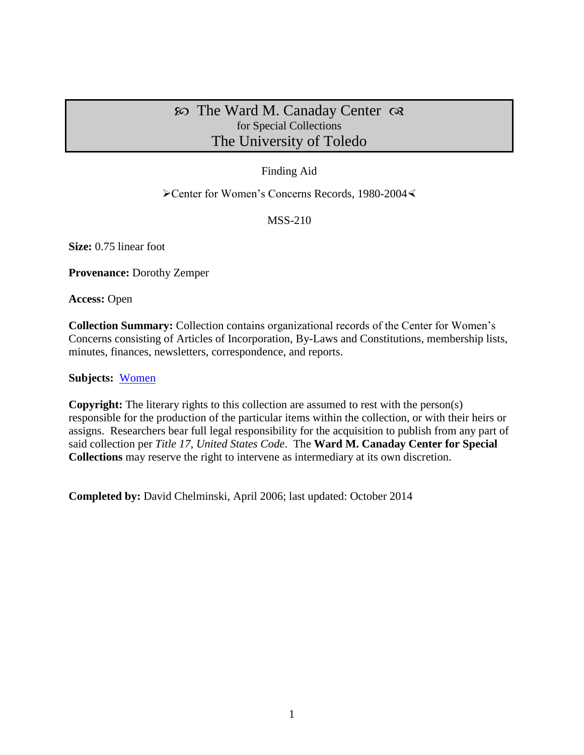# ꕥ The Ward M. Canaday Center ꕥ
for Special Collections
## The University of Toledo

Finding Aid

➢Center for Women's Concerns Records, 1980-2004⋖

MSS-210

**Size:** 0.75 linear foot

**Provenance:** Dorothy Zemper

**Access:** Open

**Collection Summary:** Collection contains organizational records of the Center for Women's Concerns consisting of Articles of Incorporation, By-Laws and Constitutions, membership lists, minutes, finances, newsletters, correspondence, and reports.

**Subjects:** Women

**Copyright:** The literary rights to this collection are assumed to rest with the person(s) responsible for the production of the particular items within the collection, or with their heirs or assigns. Researchers bear full legal responsibility for the acquisition to publish from any part of said collection per *Title 17, United States Code*. The **Ward M. Canaday Center for Special Collections** may reserve the right to intervene as intermediary at its own discretion.

**Completed by:** David Chelminski, April 2006; last updated: October 2014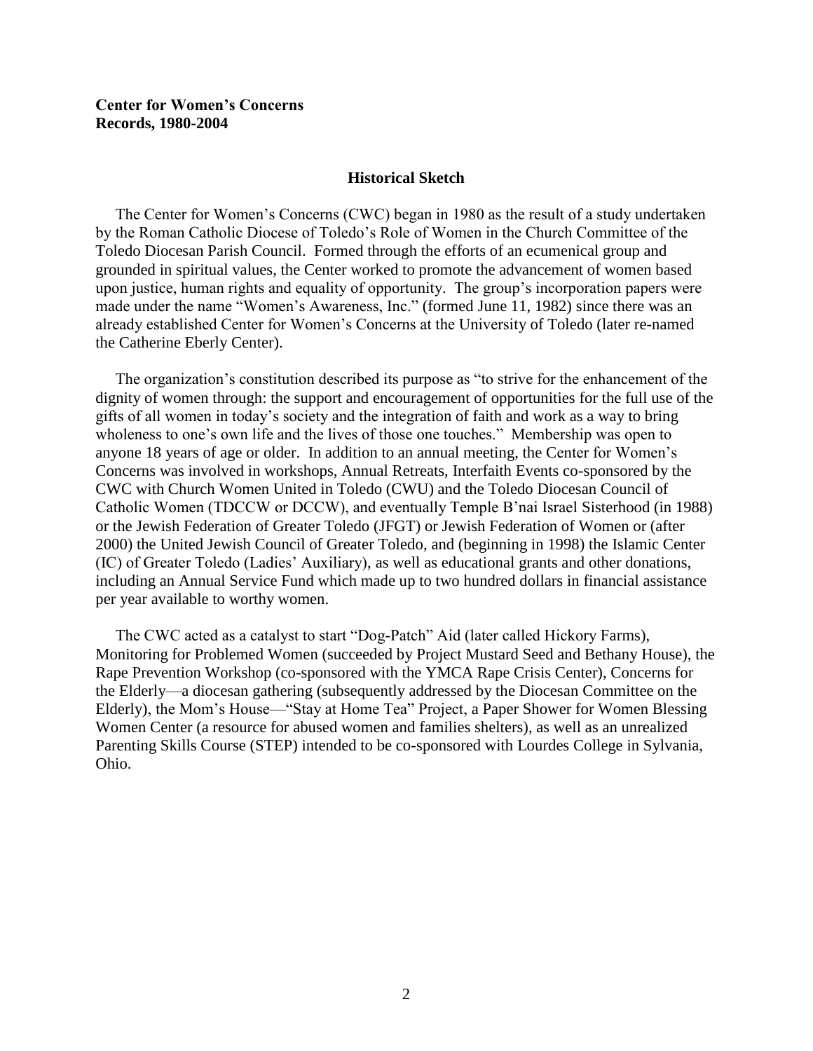**Center for Women's Concerns**
**Records, 1980-2004**

## Historical Sketch

The Center for Women's Concerns (CWC) began in 1980 as the result of a study undertaken by the Roman Catholic Diocese of Toledo's Role of Women in the Church Committee of the Toledo Diocesan Parish Council. Formed through the efforts of an ecumenical group and grounded in spiritual values, the Center worked to promote the advancement of women based upon justice, human rights and equality of opportunity. The group's incorporation papers were made under the name "Women's Awareness, Inc." (formed June 11, 1982) since there was an already established Center for Women's Concerns at the University of Toledo (later re-named the Catherine Eberly Center).

The organization's constitution described its purpose as "to strive for the enhancement of the dignity of women through: the support and encouragement of opportunities for the full use of the gifts of all women in today's society and the integration of faith and work as a way to bring wholeness to one's own life and the lives of those one touches." Membership was open to anyone 18 years of age or older. In addition to an annual meeting, the Center for Women's Concerns was involved in workshops, Annual Retreats, Interfaith Events co-sponsored by the CWC with Church Women United in Toledo (CWU) and the Toledo Diocesan Council of Catholic Women (TDCCW or DCCW), and eventually Temple B'nai Israel Sisterhood (in 1988) or the Jewish Federation of Greater Toledo (JFGT) or Jewish Federation of Women or (after 2000) the United Jewish Council of Greater Toledo, and (beginning in 1998) the Islamic Center (IC) of Greater Toledo (Ladies' Auxiliary), as well as educational grants and other donations, including an Annual Service Fund which made up to two hundred dollars in financial assistance per year available to worthy women.

The CWC acted as a catalyst to start "Dog-Patch" Aid (later called Hickory Farms), Monitoring for Problemed Women (succeeded by Project Mustard Seed and Bethany House), the Rape Prevention Workshop (co-sponsored with the YMCA Rape Crisis Center), Concerns for the Elderly—a diocesan gathering (subsequently addressed by the Diocesan Committee on the Elderly), the Mom's House—"Stay at Home Tea" Project, a Paper Shower for Women Blessing Women Center (a resource for abused women and families shelters), as well as an unrealized Parenting Skills Course (STEP) intended to be co-sponsored with Lourdes College in Sylvania, Ohio.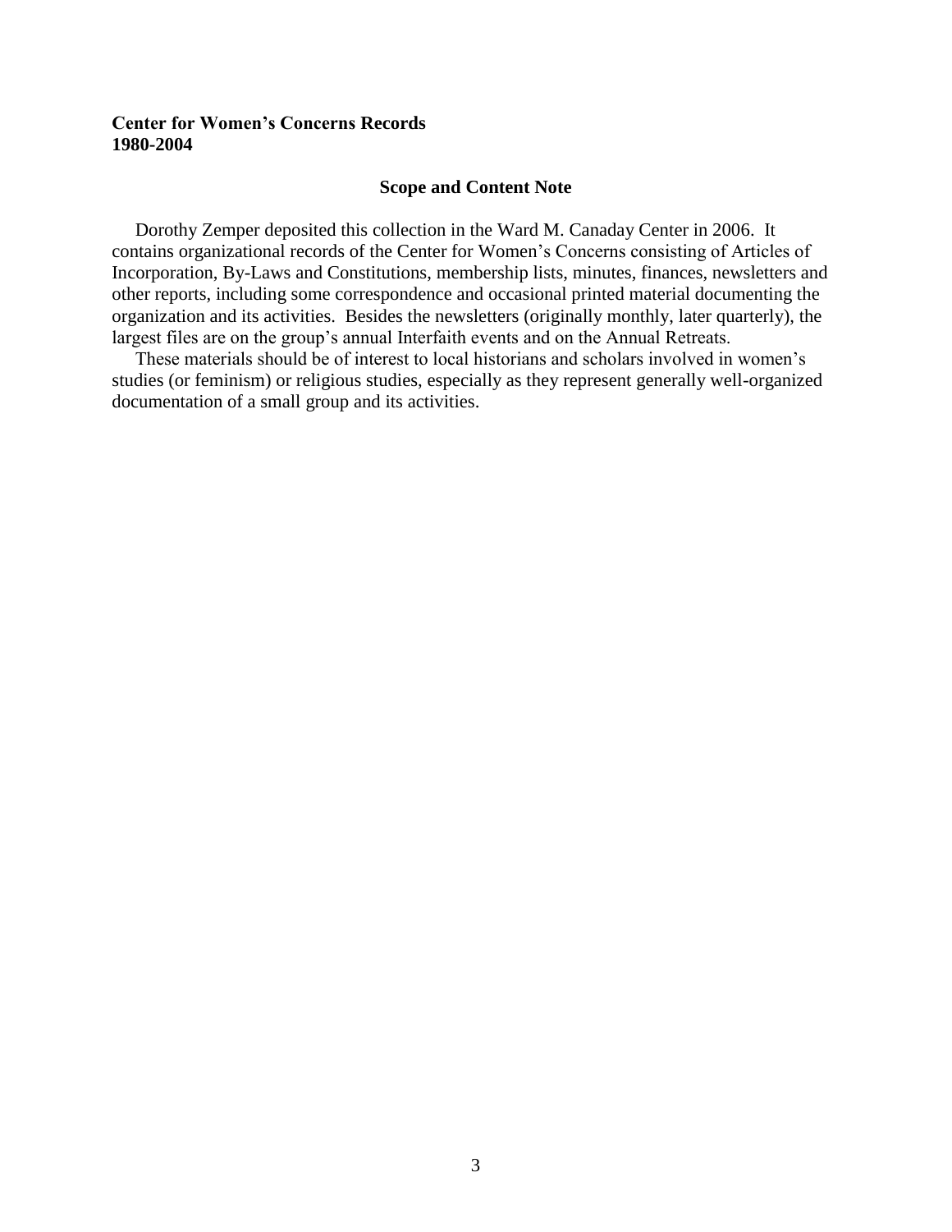**Center for Women's Concerns Records**
**1980-2004**

## Scope and Content Note

Dorothy Zemper deposited this collection in the Ward M. Canaday Center in 2006. It contains organizational records of the Center for Women's Concerns consisting of Articles of Incorporation, By-Laws and Constitutions, membership lists, minutes, finances, newsletters and other reports, including some correspondence and occasional printed material documenting the organization and its activities. Besides the newsletters (originally monthly, later quarterly), the largest files are on the group's annual Interfaith events and on the Annual Retreats.

These materials should be of interest to local historians and scholars involved in women's studies (or feminism) or religious studies, especially as they represent generally well-organized documentation of a small group and its activities.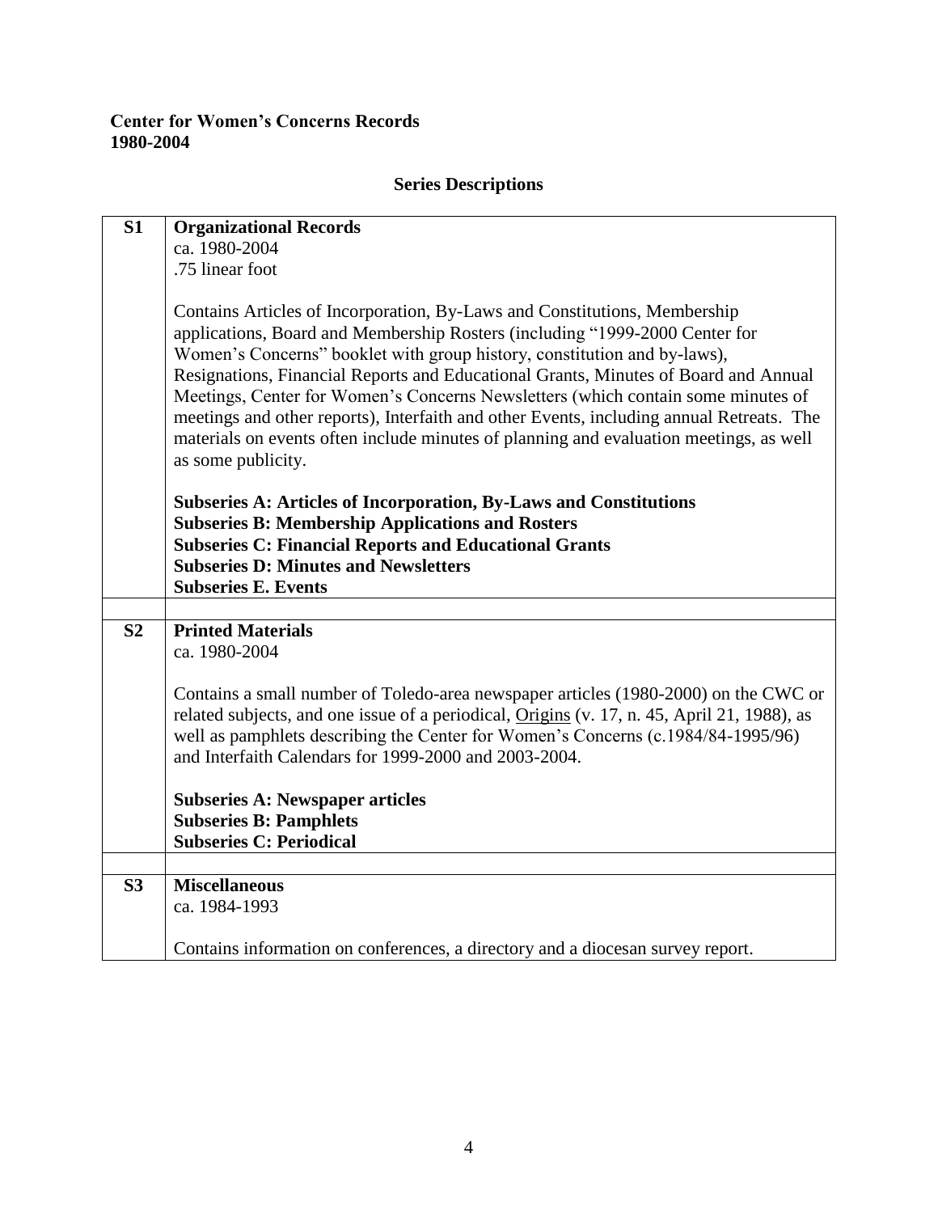**Center for Women's Concerns Records**
**1980-2004**

## Series Descriptions

| | |
|---|---|
| **S1** | **Organizational Records**<br>ca. 1980-2004<br>.75 linear foot<br><br>Contains Articles of Incorporation, By-Laws and Constitutions, Membership applications, Board and Membership Rosters (including "1999-2000 Center for Women's Concerns" booklet with group history, constitution and by-laws), Resignations, Financial Reports and Educational Grants, Minutes of Board and Annual Meetings, Center for Women's Concerns Newsletters (which contain some minutes of meetings and other reports), Interfaith and other Events, including annual Retreats. The materials on events often include minutes of planning and evaluation meetings, as well as some publicity.<br><br>**Subseries A: Articles of Incorporation, By-Laws and Constitutions**<br>**Subseries B: Membership Applications and Rosters**<br>**Subseries C: Financial Reports and Educational Grants**<br>**Subseries D: Minutes and Newsletters**<br>**Subseries E. Events** |
| | |
| **S2** | **Printed Materials**<br>ca. 1980-2004<br><br>Contains a small number of Toledo-area newspaper articles (1980-2000) on the CWC or related subjects, and one issue of a periodical, Origins (v. 17, n. 45, April 21, 1988), as well as pamphlets describing the Center for Women's Concerns (c.1984/84-1995/96) and Interfaith Calendars for 1999-2000 and 2003-2004.<br><br>**Subseries A: Newspaper articles**<br>**Subseries B: Pamphlets**<br>**Subseries C: Periodical** |
| | |
| **S3** | **Miscellaneous**<br>ca. 1984-1993<br><br>Contains information on conferences, a directory and a diocesan survey report. |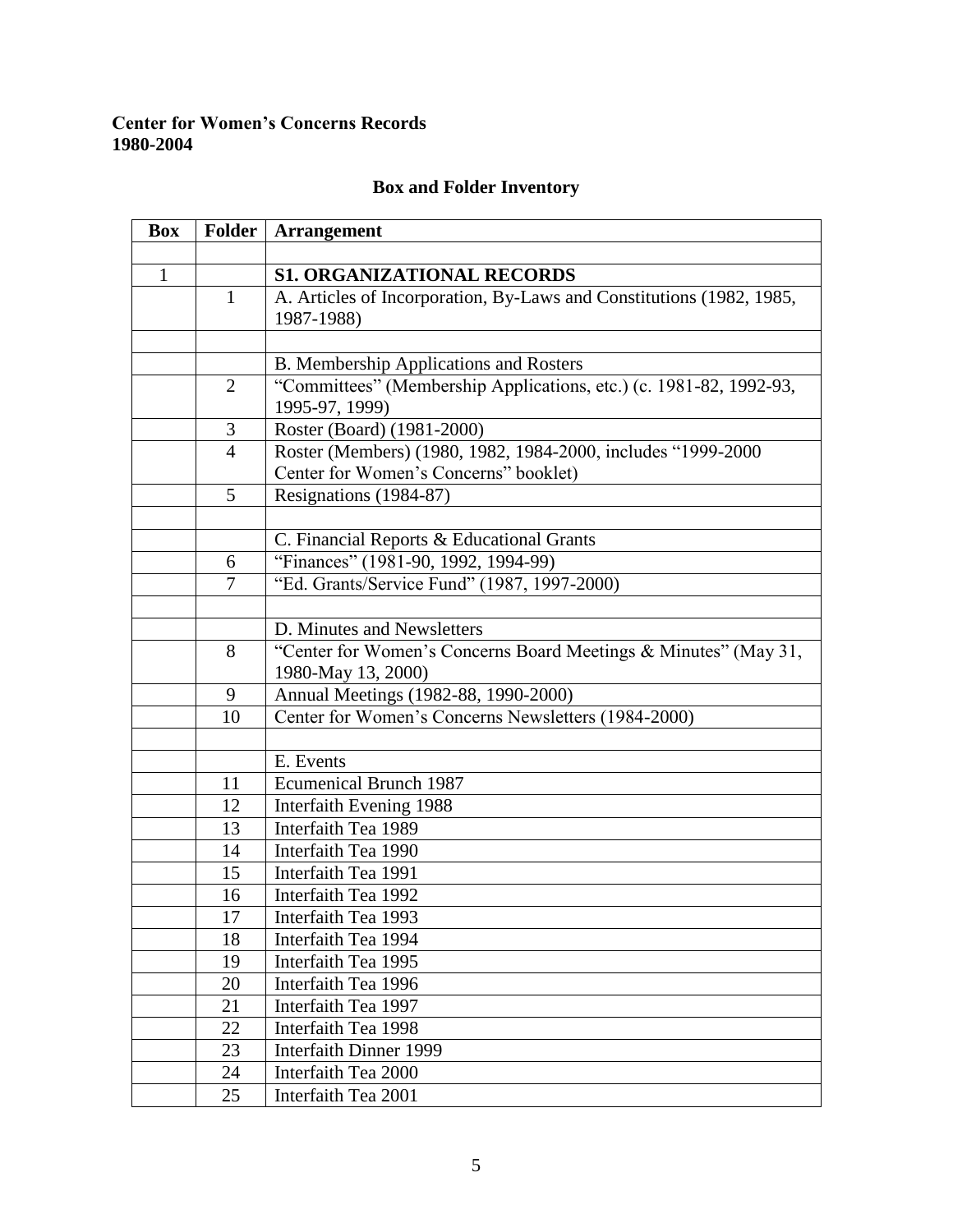**Center for Women's Concerns Records**
**1980-2004**

## Box and Folder Inventory

| Box | Folder | Arrangement |
|---|---|---|
| | | |
| 1 | | **S1. ORGANIZATIONAL RECORDS** |
| | 1 | A. Articles of Incorporation, By-Laws and Constitutions (1982, 1985, 1987-1988) |
| | | |
| | | B. Membership Applications and Rosters |
| | 2 | "Committees" (Membership Applications, etc.) (c. 1981-82, 1992-93, 1995-97, 1999) |
| | 3 | Roster (Board) (1981-2000) |
| | 4 | Roster (Members) (1980, 1982, 1984-2000, includes "1999-2000 Center for Women's Concerns" booklet) |
| | 5 | Resignations (1984-87) |
| | | |
| | | C. Financial Reports & Educational Grants |
| | 6 | "Finances" (1981-90, 1992, 1994-99) |
| | 7 | "Ed. Grants/Service Fund" (1987, 1997-2000) |
| | | |
| | | D. Minutes and Newsletters |
| | 8 | "Center for Women's Concerns Board Meetings & Minutes" (May 31, 1980-May 13, 2000) |
| | 9 | Annual Meetings (1982-88, 1990-2000) |
| | 10 | Center for Women's Concerns Newsletters (1984-2000) |
| | | |
| | | E. Events |
| | 11 | Ecumenical Brunch 1987 |
| | 12 | Interfaith Evening 1988 |
| | 13 | Interfaith Tea 1989 |
| | 14 | Interfaith Tea 1990 |
| | 15 | Interfaith Tea 1991 |
| | 16 | Interfaith Tea 1992 |
| | 17 | Interfaith Tea 1993 |
| | 18 | Interfaith Tea 1994 |
| | 19 | Interfaith Tea 1995 |
| | 20 | Interfaith Tea 1996 |
| | 21 | Interfaith Tea 1997 |
| | 22 | Interfaith Tea 1998 |
| | 23 | Interfaith Dinner 1999 |
| | 24 | Interfaith Tea 2000 |
| | 25 | Interfaith Tea 2001 |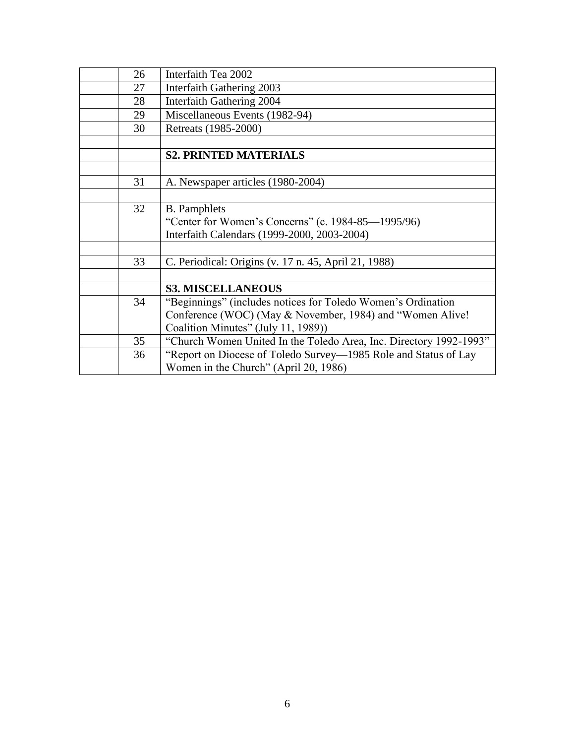| | | |
|---|---|---|
| | 26 | Interfaith Tea 2002 |
| | 27 | Interfaith Gathering 2003 |
| | 28 | Interfaith Gathering 2004 |
| | 29 | Miscellaneous Events (1982-94) |
| | 30 | Retreats (1985-2000) |
| | | |
| | | **S2. PRINTED MATERIALS** |
| | | |
| | 31 | A. Newspaper articles (1980-2004) |
| | | |
| | 32 | B. Pamphlets<br>"Center for Women's Concerns" (c. 1984-85—1995/96)<br>Interfaith Calendars (1999-2000, 2003-2004) |
| | | |
| | 33 | C. Periodical: Origins (v. 17 n. 45, April 21, 1988) |
| | | |
| | | **S3. MISCELLANEOUS** |
| | 34 | "Beginnings" (includes notices for Toledo Women's Ordination Conference (WOC) (May & November, 1984) and "Women Alive! Coalition Minutes" (July 11, 1989)) |
| | 35 | "Church Women United In the Toledo Area, Inc. Directory 1992-1993" |
| | 36 | "Report on Diocese of Toledo Survey—1985 Role and Status of Lay Women in the Church" (April 20, 1986) |